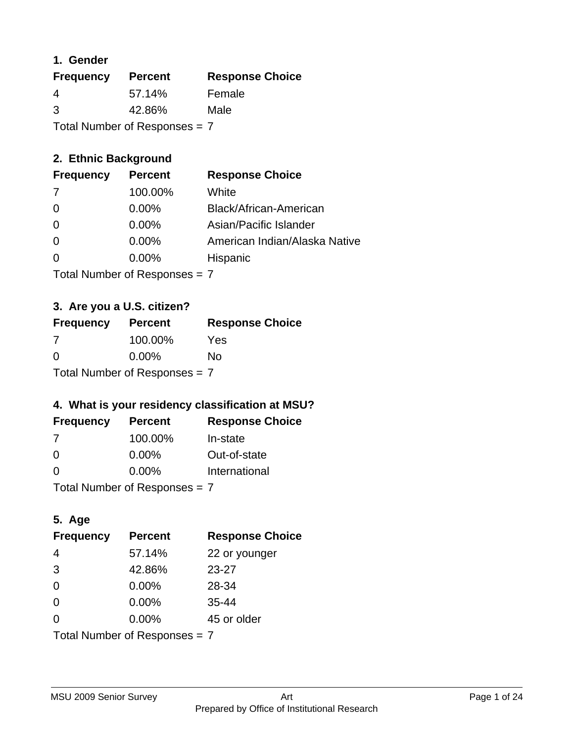## 1. Gender

| Frequency | Percent | Response Choice |
|---|---|---|
| 4 | 57.14% | Female |
| 3 | 42.86% | Male |

Total Number of Responses = 7

## 2. Ethnic Background

| Frequency | Percent | Response Choice |
|---|---|---|
| 7 | 100.00% | White |
| 0 | 0.00% | Black/African-American |
| 0 | 0.00% | Asian/Pacific Islander |
| 0 | 0.00% | American Indian/Alaska Native |
| 0 | 0.00% | Hispanic |

Total Number of Responses = 7

## 3. Are you a U.S. citizen?

| Frequency | Percent | Response Choice |
|---|---|---|
| 7 | 100.00% | Yes |
| 0 | 0.00% | No |

Total Number of Responses = 7

## 4. What is your residency classification at MSU?

| Frequency | Percent | Response Choice |
|---|---|---|
| 7 | 100.00% | In-state |
| 0 | 0.00% | Out-of-state |
| 0 | 0.00% | International |

Total Number of Responses = 7

## 5. Age

| Frequency | Percent | Response Choice |
|---|---|---|
| 4 | 57.14% | 22 or younger |
| 3 | 42.86% | 23-27 |
| 0 | 0.00% | 28-34 |
| 0 | 0.00% | 35-44 |
| 0 | 0.00% | 45 or older |

Total Number of Responses = 7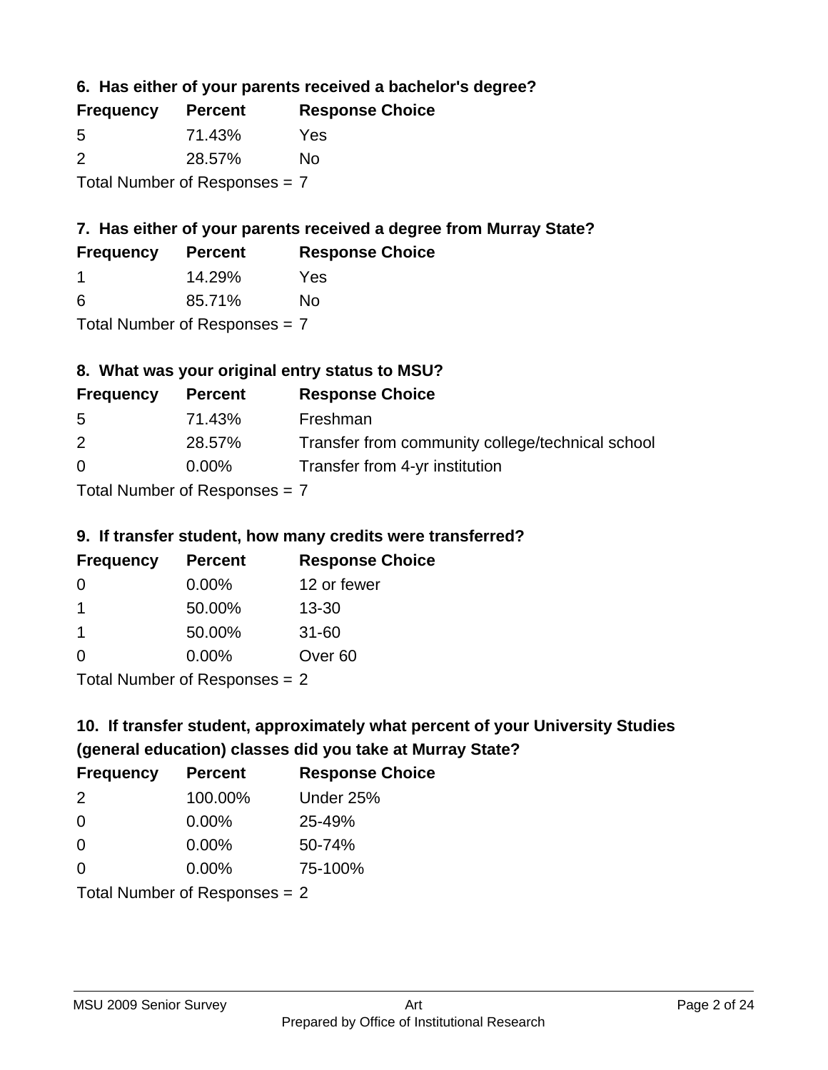### 6. Has either of your parents received a bachelor's degree?

| Frequency | Percent | Response Choice |
|---|---|---|
| 5 | 71.43% | Yes |
| 2 | 28.57% | No |

Total Number of Responses = 7

### 7. Has either of your parents received a degree from Murray State?

| Frequency | Percent | Response Choice |
|---|---|---|
| 1 | 14.29% | Yes |
| 6 | 85.71% | No |

Total Number of Responses = 7

### 8. What was your original entry status to MSU?

| Frequency | Percent | Response Choice |
|---|---|---|
| 5 | 71.43% | Freshman |
| 2 | 28.57% | Transfer from community college/technical school |
| 0 | 0.00% | Transfer from 4-yr institution |

Total Number of Responses = 7

### 9. If transfer student, how many credits were transferred?

| Frequency | Percent | Response Choice |
|---|---|---|
| 0 | 0.00% | 12 or fewer |
| 1 | 50.00% | 13-30 |
| 1 | 50.00% | 31-60 |
| 0 | 0.00% | Over 60 |

Total Number of Responses = 2

### 10. If transfer student, approximately what percent of your University Studies (general education) classes did you take at Murray State?

| Frequency | Percent | Response Choice |
|---|---|---|
| 2 | 100.00% | Under 25% |
| 0 | 0.00% | 25-49% |
| 0 | 0.00% | 50-74% |
| 0 | 0.00% | 75-100% |

Total Number of Responses = 2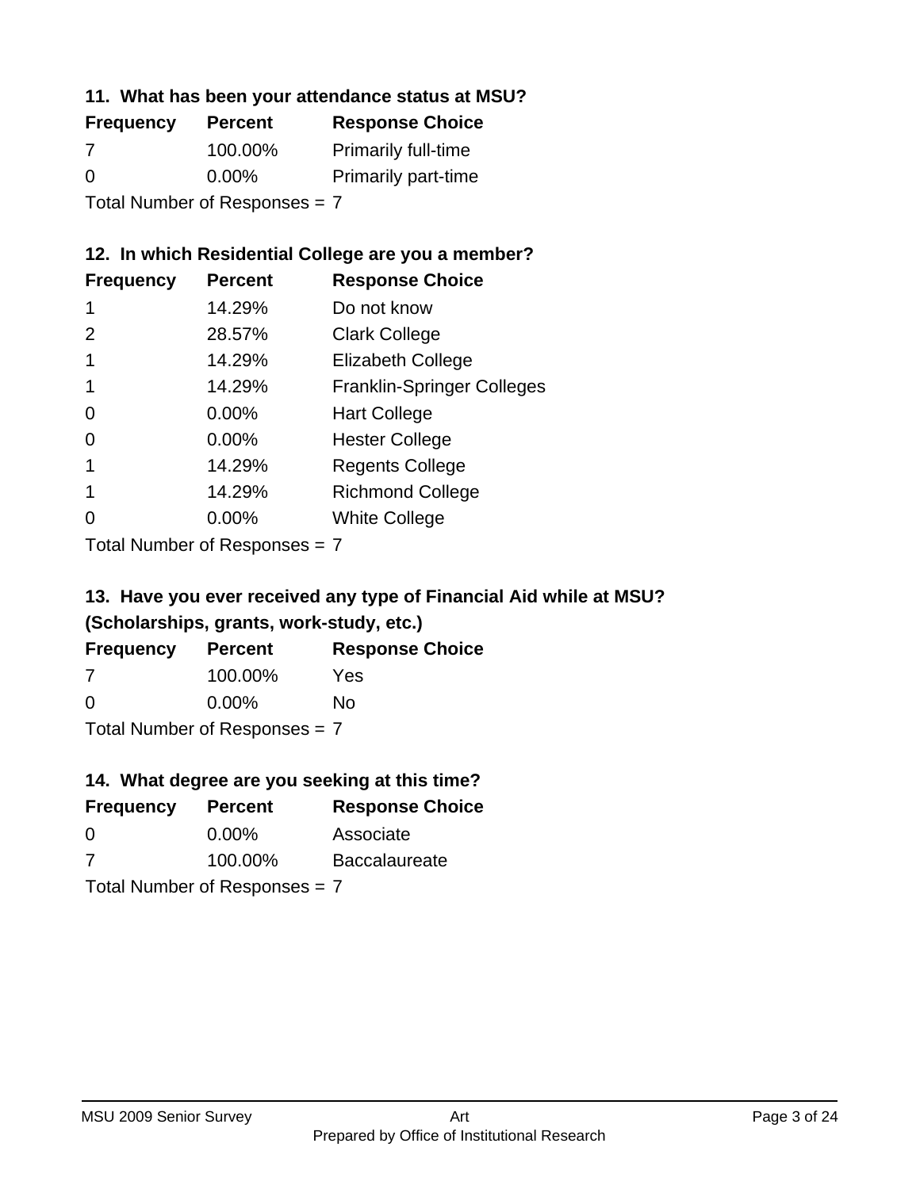### 11. What has been your attendance status at MSU?

| Frequency | Percent | Response Choice |
|---|---|---|
| 7 | 100.00% | Primarily full-time |
| 0 | 0.00% | Primarily part-time |

Total Number of Responses = 7

### 12. In which Residential College are you a member?

| Frequency | Percent | Response Choice |
|---|---|---|
| 1 | 14.29% | Do not know |
| 2 | 28.57% | Clark College |
| 1 | 14.29% | Elizabeth College |
| 1 | 14.29% | Franklin-Springer Colleges |
| 0 | 0.00% | Hart College |
| 0 | 0.00% | Hester College |
| 1 | 14.29% | Regents College |
| 1 | 14.29% | Richmond College |
| 0 | 0.00% | White College |

Total Number of Responses = 7

### 13. Have you ever received any type of Financial Aid while at MSU? (Scholarships, grants, work-study, etc.)

| Frequency | Percent | Response Choice |
|---|---|---|
| 7 | 100.00% | Yes |
| 0 | 0.00% | No |

Total Number of Responses = 7

### 14. What degree are you seeking at this time?

| Frequency | Percent | Response Choice |
|---|---|---|
| 0 | 0.00% | Associate |
| 7 | 100.00% | Baccalaureate |

Total Number of Responses = 7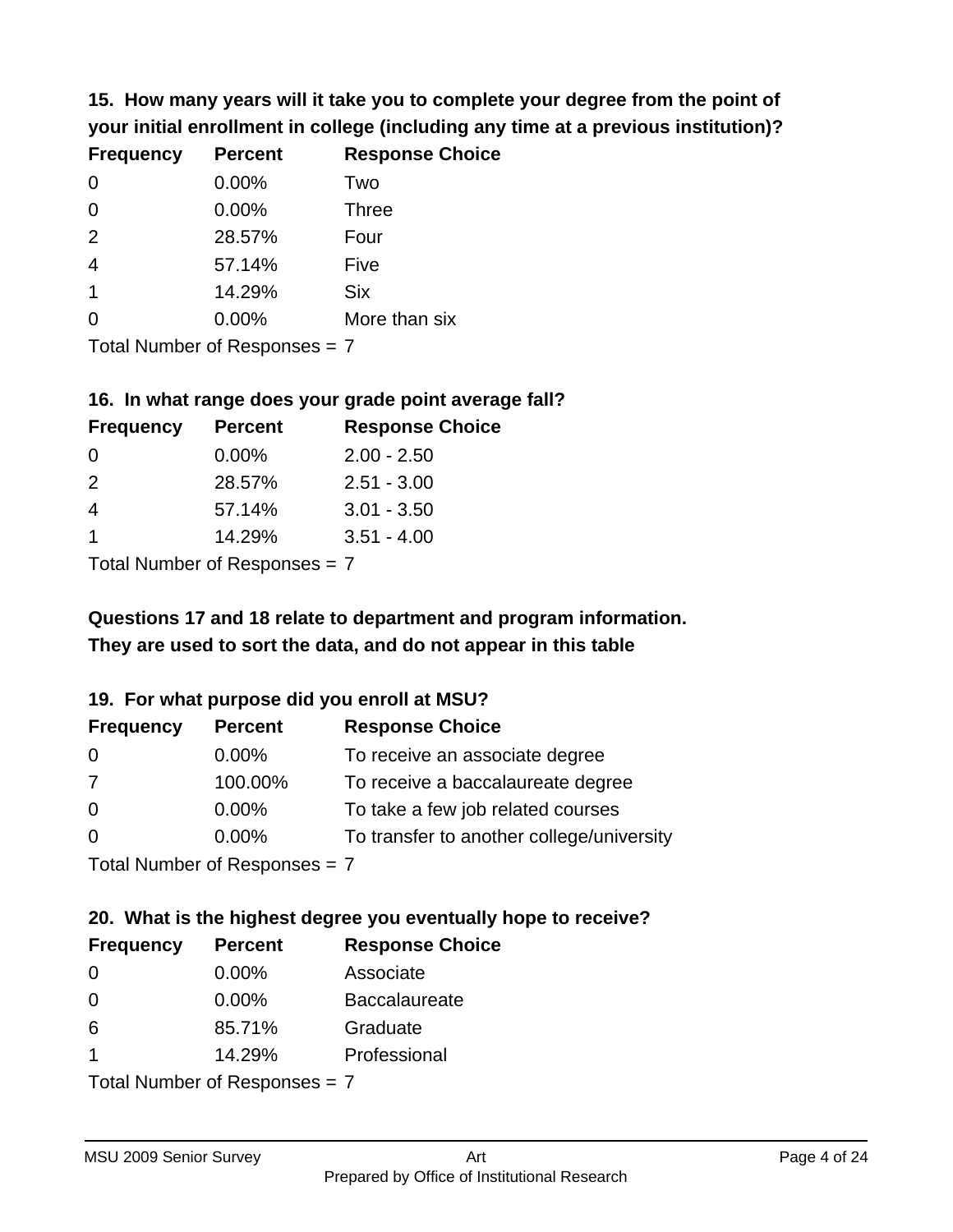**15. How many years will it take you to complete your degree from the point of your initial enrollment in college (including any time at a previous institution)?**

| Frequency | Percent | Response Choice |
|---|---|---|
| 0 | 0.00% | Two |
| 0 | 0.00% | Three |
| 2 | 28.57% | Four |
| 4 | 57.14% | Five |
| 1 | 14.29% | Six |
| 0 | 0.00% | More than six |

Total Number of Responses = 7

**16. In what range does your grade point average fall?**

| Frequency | Percent | Response Choice |
|---|---|---|
| 0 | 0.00% | 2.00 - 2.50 |
| 2 | 28.57% | 2.51 - 3.00 |
| 4 | 57.14% | 3.01 - 3.50 |
| 1 | 14.29% | 3.51 - 4.00 |

Total Number of Responses = 7

**Questions 17 and 18 relate to department and program information. They are used to sort the data, and do not appear in this table**

**19. For what purpose did you enroll at MSU?**

| Frequency | Percent | Response Choice |
|---|---|---|
| 0 | 0.00% | To receive an associate degree |
| 7 | 100.00% | To receive a baccalaureate degree |
| 0 | 0.00% | To take a few job related courses |
| 0 | 0.00% | To transfer to another college/university |

Total Number of Responses = 7

**20. What is the highest degree you eventually hope to receive?**

| Frequency | Percent | Response Choice |
|---|---|---|
| 0 | 0.00% | Associate |
| 0 | 0.00% | Baccalaureate |
| 6 | 85.71% | Graduate |
| 1 | 14.29% | Professional |

Total Number of Responses = 7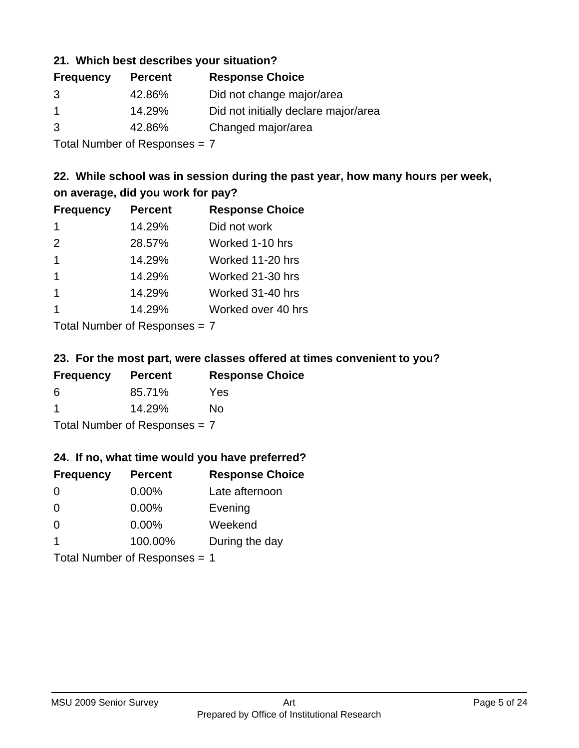### 21. Which best describes your situation?

| Frequency | Percent | Response Choice |
| --- | --- | --- |
| 3 | 42.86% | Did not change major/area |
| 1 | 14.29% | Did not initially declare major/area |
| 3 | 42.86% | Changed major/area |

Total Number of Responses = 7

### 22. While school was in session during the past year, how many hours per week, on average, did you work for pay?

| Frequency | Percent | Response Choice |
| --- | --- | --- |
| 1 | 14.29% | Did not work |
| 2 | 28.57% | Worked 1-10 hrs |
| 1 | 14.29% | Worked 11-20 hrs |
| 1 | 14.29% | Worked 21-30 hrs |
| 1 | 14.29% | Worked 31-40 hrs |
| 1 | 14.29% | Worked over 40 hrs |

Total Number of Responses = 7

### 23. For the most part, were classes offered at times convenient to you?

| Frequency | Percent | Response Choice |
| --- | --- | --- |
| 6 | 85.71% | Yes |
| 1 | 14.29% | No |

Total Number of Responses = 7

### 24. If no, what time would you have preferred?

| Frequency | Percent | Response Choice |
| --- | --- | --- |
| 0 | 0.00% | Late afternoon |
| 0 | 0.00% | Evening |
| 0 | 0.00% | Weekend |
| 1 | 100.00% | During the day |

Total Number of Responses = 1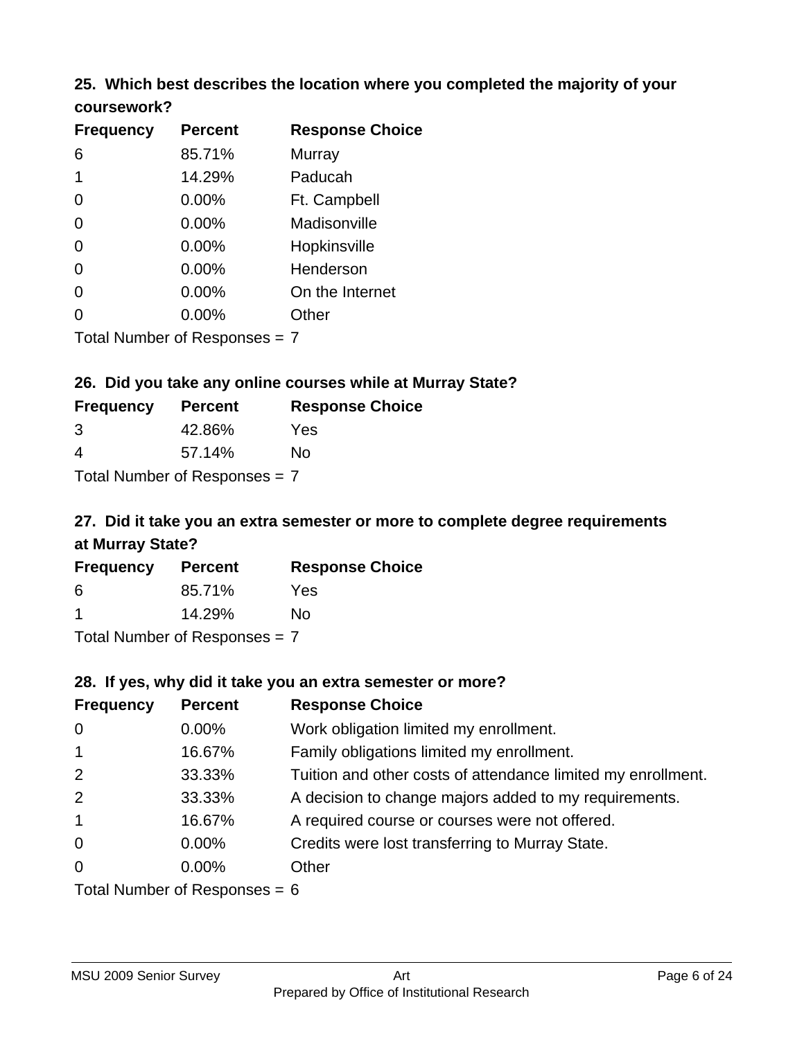### 25. Which best describes the location where you completed the majority of your coursework?

| Frequency | Percent | Response Choice |
|---|---|---|
| 6 | 85.71% | Murray |
| 1 | 14.29% | Paducah |
| 0 | 0.00% | Ft. Campbell |
| 0 | 0.00% | Madisonville |
| 0 | 0.00% | Hopkinsville |
| 0 | 0.00% | Henderson |
| 0 | 0.00% | On the Internet |
| 0 | 0.00% | Other |

Total Number of Responses = 7

### 26. Did you take any online courses while at Murray State?

| Frequency | Percent | Response Choice |
|---|---|---|
| 3 | 42.86% | Yes |
| 4 | 57.14% | No |

Total Number of Responses = 7

### 27. Did it take you an extra semester or more to complete degree requirements at Murray State?

| Frequency | Percent | Response Choice |
|---|---|---|
| 6 | 85.71% | Yes |
| 1 | 14.29% | No |

Total Number of Responses = 7

### 28. If yes, why did it take you an extra semester or more?

| Frequency | Percent | Response Choice |
|---|---|---|
| 0 | 0.00% | Work obligation limited my enrollment. |
| 1 | 16.67% | Family obligations limited my enrollment. |
| 2 | 33.33% | Tuition and other costs of attendance limited my enrollment. |
| 2 | 33.33% | A decision to change majors added to my requirements. |
| 1 | 16.67% | A required course or courses were not offered. |
| 0 | 0.00% | Credits were lost transferring to Murray State. |
| 0 | 0.00% | Other |

Total Number of Responses = 6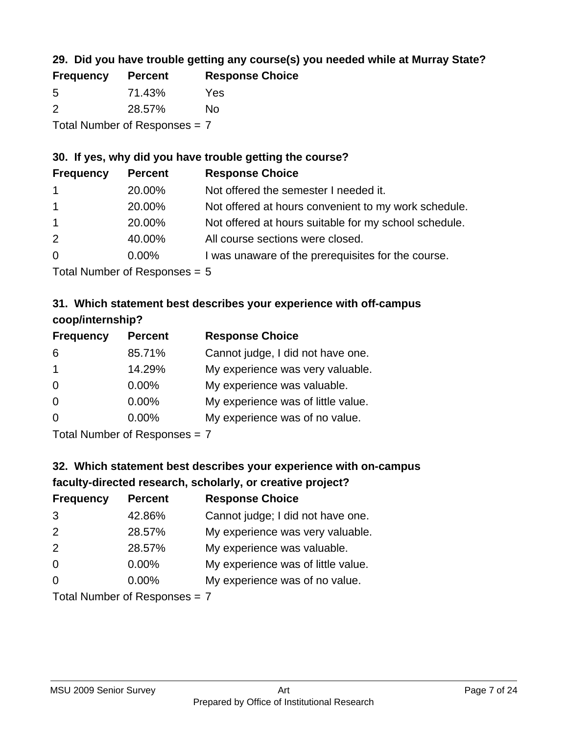### 29. Did you have trouble getting any course(s) you needed while at Murray State?

| Frequency | Percent | Response Choice |
| --- | --- | --- |
| 5 | 71.43% | Yes |
| 2 | 28.57% | No |

Total Number of Responses = 7

### 30. If yes, why did you have trouble getting the course?

| Frequency | Percent | Response Choice |
| --- | --- | --- |
| 1 | 20.00% | Not offered the semester I needed it. |
| 1 | 20.00% | Not offered at hours convenient to my work schedule. |
| 1 | 20.00% | Not offered at hours suitable for my school schedule. |
| 2 | 40.00% | All course sections were closed. |
| 0 | 0.00% | I was unaware of the prerequisites for the course. |

Total Number of Responses = 5

### 31. Which statement best describes your experience with off-campus coop/internship?

| Frequency | Percent | Response Choice |
| --- | --- | --- |
| 6 | 85.71% | Cannot judge, I did not have one. |
| 1 | 14.29% | My experience was very valuable. |
| 0 | 0.00% | My experience was valuable. |
| 0 | 0.00% | My experience was of little value. |
| 0 | 0.00% | My experience was of no value. |

Total Number of Responses = 7

### 32. Which statement best describes your experience with on-campus faculty-directed research, scholarly, or creative project?

| Frequency | Percent | Response Choice |
| --- | --- | --- |
| 3 | 42.86% | Cannot judge; I did not have one. |
| 2 | 28.57% | My experience was very valuable. |
| 2 | 28.57% | My experience was valuable. |
| 0 | 0.00% | My experience was of little value. |
| 0 | 0.00% | My experience was of no value. |

Total Number of Responses = 7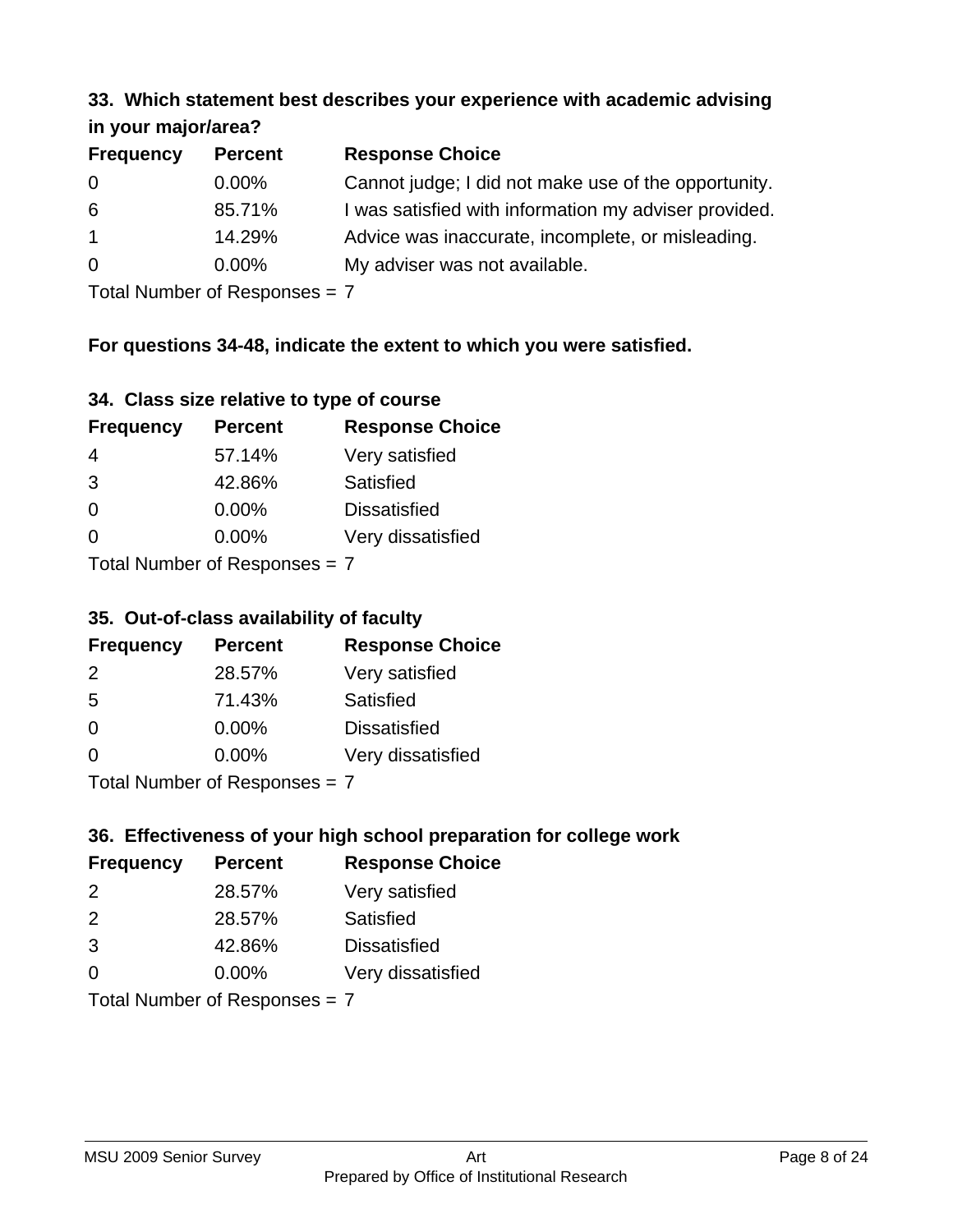### 33. Which statement best describes your experience with academic advising in your major/area?

| Frequency | Percent | Response Choice |
|---|---|---|
| 0 | 0.00% | Cannot judge; I did not make use of the opportunity. |
| 6 | 85.71% | I was satisfied with information my adviser provided. |
| 1 | 14.29% | Advice was inaccurate, incomplete, or misleading. |
| 0 | 0.00% | My adviser was not available. |

Total Number of Responses = 7

**For questions 34-48, indicate the extent to which you were satisfied.**

### 34. Class size relative to type of course

| Frequency | Percent | Response Choice |
|---|---|---|
| 4 | 57.14% | Very satisfied |
| 3 | 42.86% | Satisfied |
| 0 | 0.00% | Dissatisfied |
| 0 | 0.00% | Very dissatisfied |

Total Number of Responses = 7

### 35. Out-of-class availability of faculty

| Frequency | Percent | Response Choice |
|---|---|---|
| 2 | 28.57% | Very satisfied |
| 5 | 71.43% | Satisfied |
| 0 | 0.00% | Dissatisfied |
| 0 | 0.00% | Very dissatisfied |

Total Number of Responses = 7

### 36. Effectiveness of your high school preparation for college work

| Frequency | Percent | Response Choice |
|---|---|---|
| 2 | 28.57% | Very satisfied |
| 2 | 28.57% | Satisfied |
| 3 | 42.86% | Dissatisfied |
| 0 | 0.00% | Very dissatisfied |

Total Number of Responses = 7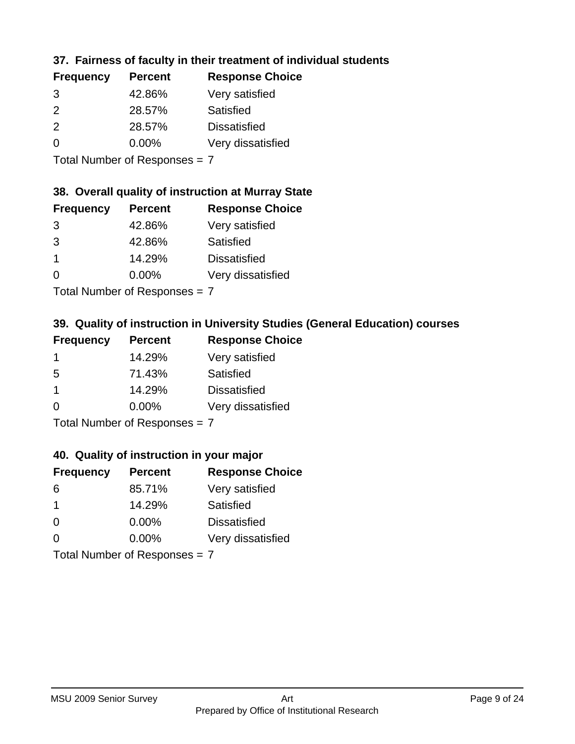### 37. Fairness of faculty in their treatment of individual students

| Frequency | Percent | Response Choice |
|---|---|---|
| 3 | 42.86% | Very satisfied |
| 2 | 28.57% | Satisfied |
| 2 | 28.57% | Dissatisfied |
| 0 | 0.00% | Very dissatisfied |

Total Number of Responses = 7

### 38. Overall quality of instruction at Murray State

| Frequency | Percent | Response Choice |
|---|---|---|
| 3 | 42.86% | Very satisfied |
| 3 | 42.86% | Satisfied |
| 1 | 14.29% | Dissatisfied |
| 0 | 0.00% | Very dissatisfied |

Total Number of Responses = 7

### 39. Quality of instruction in University Studies (General Education) courses

| Frequency | Percent | Response Choice |
|---|---|---|
| 1 | 14.29% | Very satisfied |
| 5 | 71.43% | Satisfied |
| 1 | 14.29% | Dissatisfied |
| 0 | 0.00% | Very dissatisfied |

Total Number of Responses = 7

### 40. Quality of instruction in your major

| Frequency | Percent | Response Choice |
|---|---|---|
| 6 | 85.71% | Very satisfied |
| 1 | 14.29% | Satisfied |
| 0 | 0.00% | Dissatisfied |
| 0 | 0.00% | Very dissatisfied |

Total Number of Responses = 7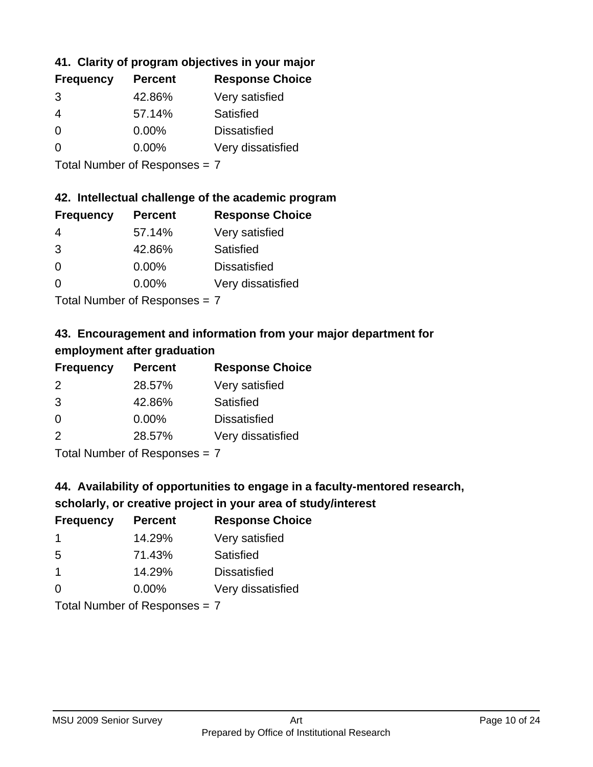### 41. Clarity of program objectives in your major

| Frequency | Percent | Response Choice |
|---|---|---|
| 3 | 42.86% | Very satisfied |
| 4 | 57.14% | Satisfied |
| 0 | 0.00% | Dissatisfied |
| 0 | 0.00% | Very dissatisfied |

Total Number of Responses = 7

### 42. Intellectual challenge of the academic program

| Frequency | Percent | Response Choice |
|---|---|---|
| 4 | 57.14% | Very satisfied |
| 3 | 42.86% | Satisfied |
| 0 | 0.00% | Dissatisfied |
| 0 | 0.00% | Very dissatisfied |

Total Number of Responses = 7

### 43. Encouragement and information from your major department for employment after graduation

| Frequency | Percent | Response Choice |
|---|---|---|
| 2 | 28.57% | Very satisfied |
| 3 | 42.86% | Satisfied |
| 0 | 0.00% | Dissatisfied |
| 2 | 28.57% | Very dissatisfied |

Total Number of Responses = 7

### 44. Availability of opportunities to engage in a faculty-mentored research, scholarly, or creative project in your area of study/interest

| Frequency | Percent | Response Choice |
|---|---|---|
| 1 | 14.29% | Very satisfied |
| 5 | 71.43% | Satisfied |
| 1 | 14.29% | Dissatisfied |
| 0 | 0.00% | Very dissatisfied |

Total Number of Responses = 7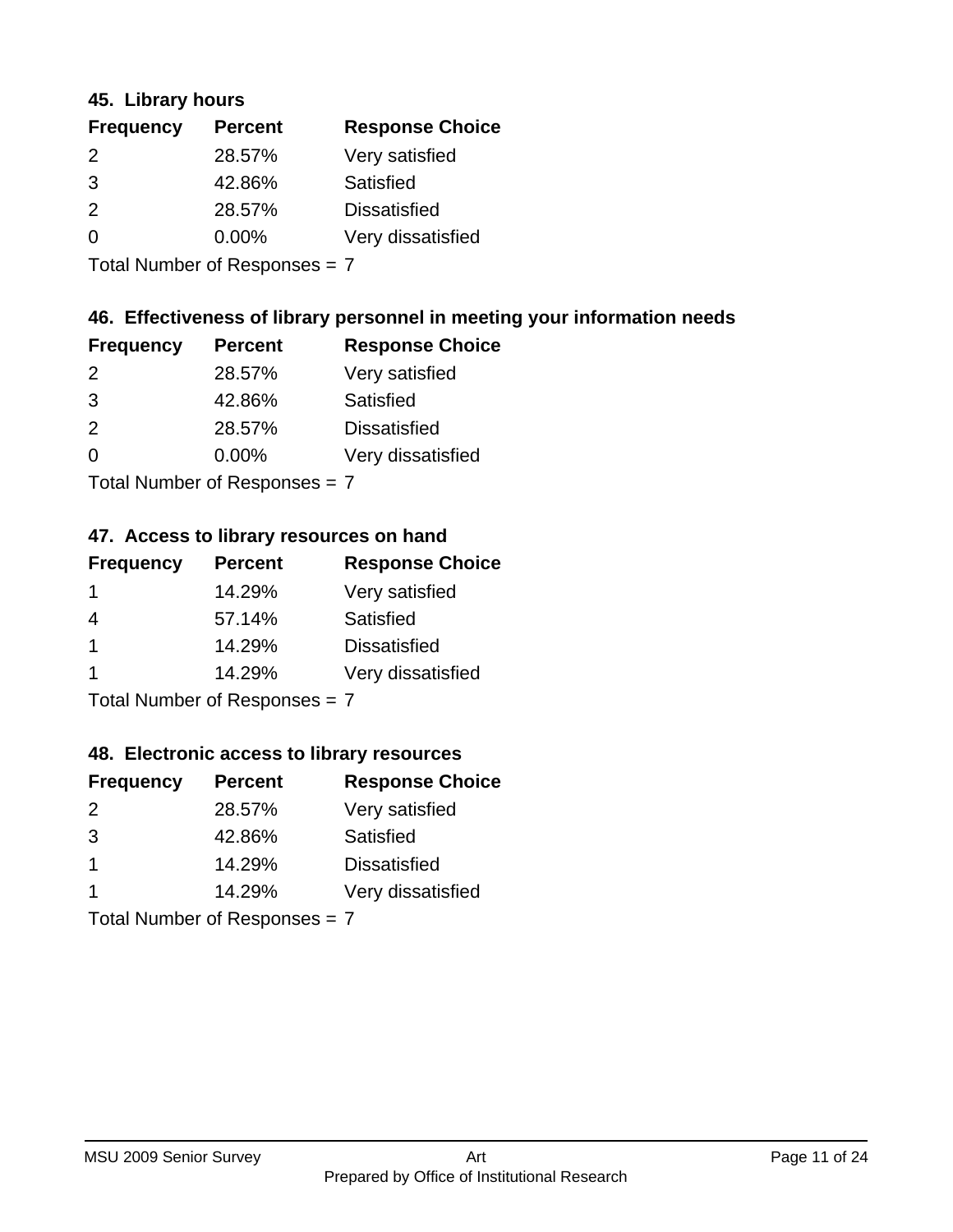### 45. Library hours

| Frequency | Percent | Response Choice |
|---|---|---|
| 2 | 28.57% | Very satisfied |
| 3 | 42.86% | Satisfied |
| 2 | 28.57% | Dissatisfied |
| 0 | 0.00% | Very dissatisfied |

Total Number of Responses = 7

### 46. Effectiveness of library personnel in meeting your information needs

| Frequency | Percent | Response Choice |
|---|---|---|
| 2 | 28.57% | Very satisfied |
| 3 | 42.86% | Satisfied |
| 2 | 28.57% | Dissatisfied |
| 0 | 0.00% | Very dissatisfied |

Total Number of Responses = 7

### 47. Access to library resources on hand

| Frequency | Percent | Response Choice |
|---|---|---|
| 1 | 14.29% | Very satisfied |
| 4 | 57.14% | Satisfied |
| 1 | 14.29% | Dissatisfied |
| 1 | 14.29% | Very dissatisfied |

Total Number of Responses = 7

### 48. Electronic access to library resources

| Frequency | Percent | Response Choice |
|---|---|---|
| 2 | 28.57% | Very satisfied |
| 3 | 42.86% | Satisfied |
| 1 | 14.29% | Dissatisfied |
| 1 | 14.29% | Very dissatisfied |

Total Number of Responses = 7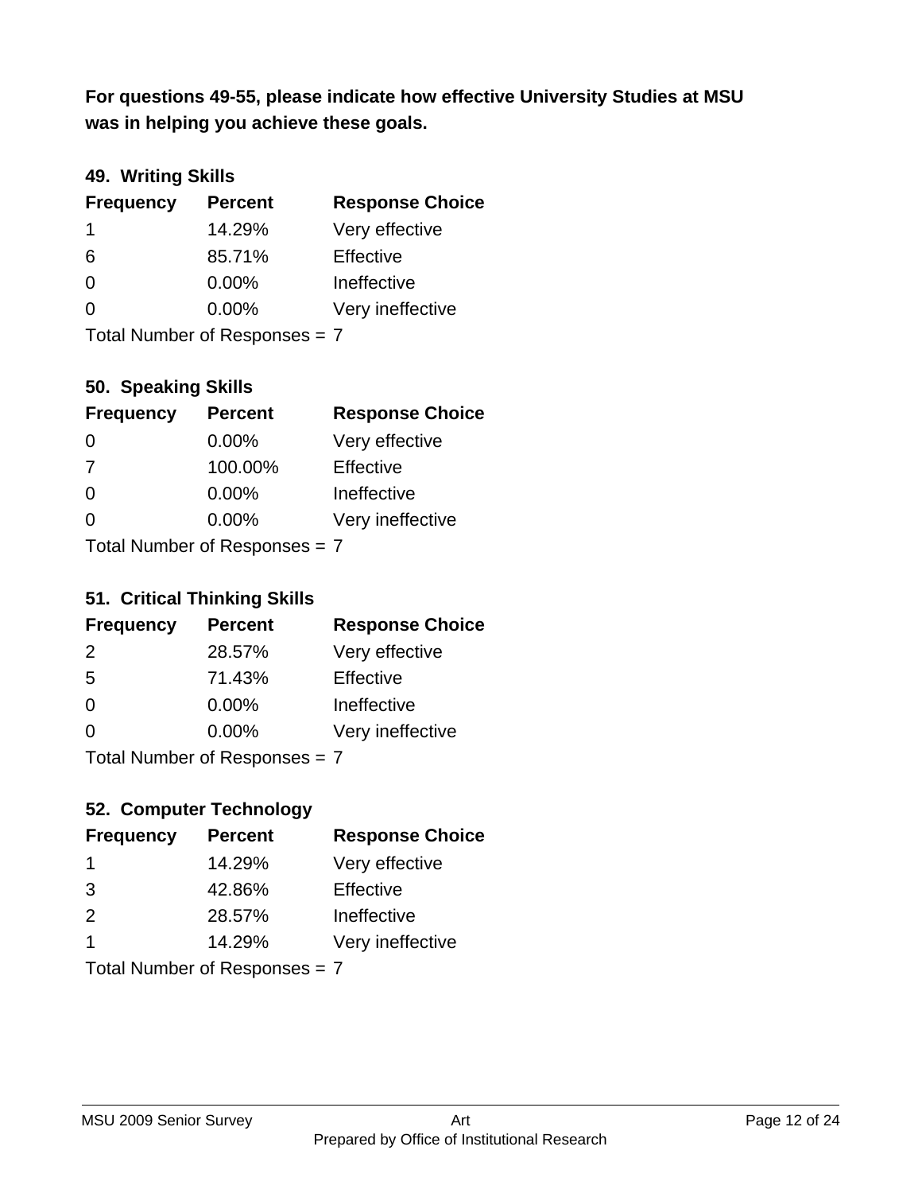**For questions 49-55, please indicate how effective University Studies at MSU was in helping you achieve these goals.**

### 49. Writing Skills

| Frequency | Percent | Response Choice |
|---|---|---|
| 1 | 14.29% | Very effective |
| 6 | 85.71% | Effective |
| 0 | 0.00% | Ineffective |
| 0 | 0.00% | Very ineffective |

Total Number of Responses = 7

### 50. Speaking Skills

| Frequency | Percent | Response Choice |
|---|---|---|
| 0 | 0.00% | Very effective |
| 7 | 100.00% | Effective |
| 0 | 0.00% | Ineffective |
| 0 | 0.00% | Very ineffective |

Total Number of Responses = 7

### 51. Critical Thinking Skills

| Frequency | Percent | Response Choice |
|---|---|---|
| 2 | 28.57% | Very effective |
| 5 | 71.43% | Effective |
| 0 | 0.00% | Ineffective |
| 0 | 0.00% | Very ineffective |

Total Number of Responses = 7

### 52. Computer Technology

| Frequency | Percent | Response Choice |
|---|---|---|
| 1 | 14.29% | Very effective |
| 3 | 42.86% | Effective |
| 2 | 28.57% | Ineffective |
| 1 | 14.29% | Very ineffective |

Total Number of Responses = 7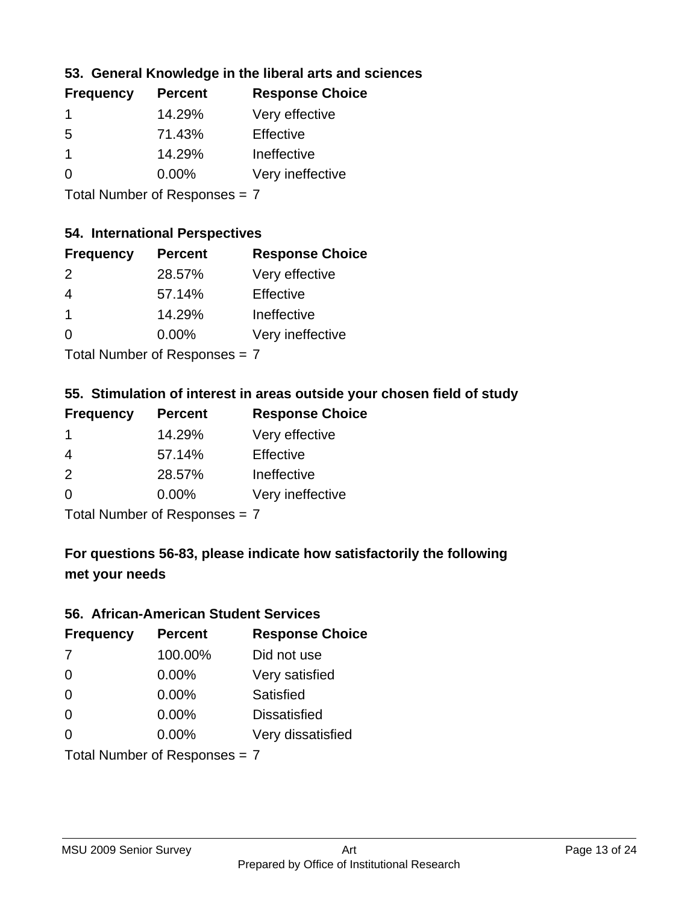### 53. General Knowledge in the liberal arts and sciences

| Frequency | Percent | Response Choice |
|---|---|---|
| 1 | 14.29% | Very effective |
| 5 | 71.43% | Effective |
| 1 | 14.29% | Ineffective |
| 0 | 0.00% | Very ineffective |

Total Number of Responses = 7

### 54. International Perspectives

| Frequency | Percent | Response Choice |
|---|---|---|
| 2 | 28.57% | Very effective |
| 4 | 57.14% | Effective |
| 1 | 14.29% | Ineffective |
| 0 | 0.00% | Very ineffective |

Total Number of Responses = 7

### 55. Stimulation of interest in areas outside your chosen field of study

| Frequency | Percent | Response Choice |
|---|---|---|
| 1 | 14.29% | Very effective |
| 4 | 57.14% | Effective |
| 2 | 28.57% | Ineffective |
| 0 | 0.00% | Very ineffective |

Total Number of Responses = 7

### For questions 56-83, please indicate how satisfactorily the following met your needs

### 56. African-American Student Services

| Frequency | Percent | Response Choice |
|---|---|---|
| 7 | 100.00% | Did not use |
| 0 | 0.00% | Very satisfied |
| 0 | 0.00% | Satisfied |
| 0 | 0.00% | Dissatisfied |
| 0 | 0.00% | Very dissatisfied |

Total Number of Responses = 7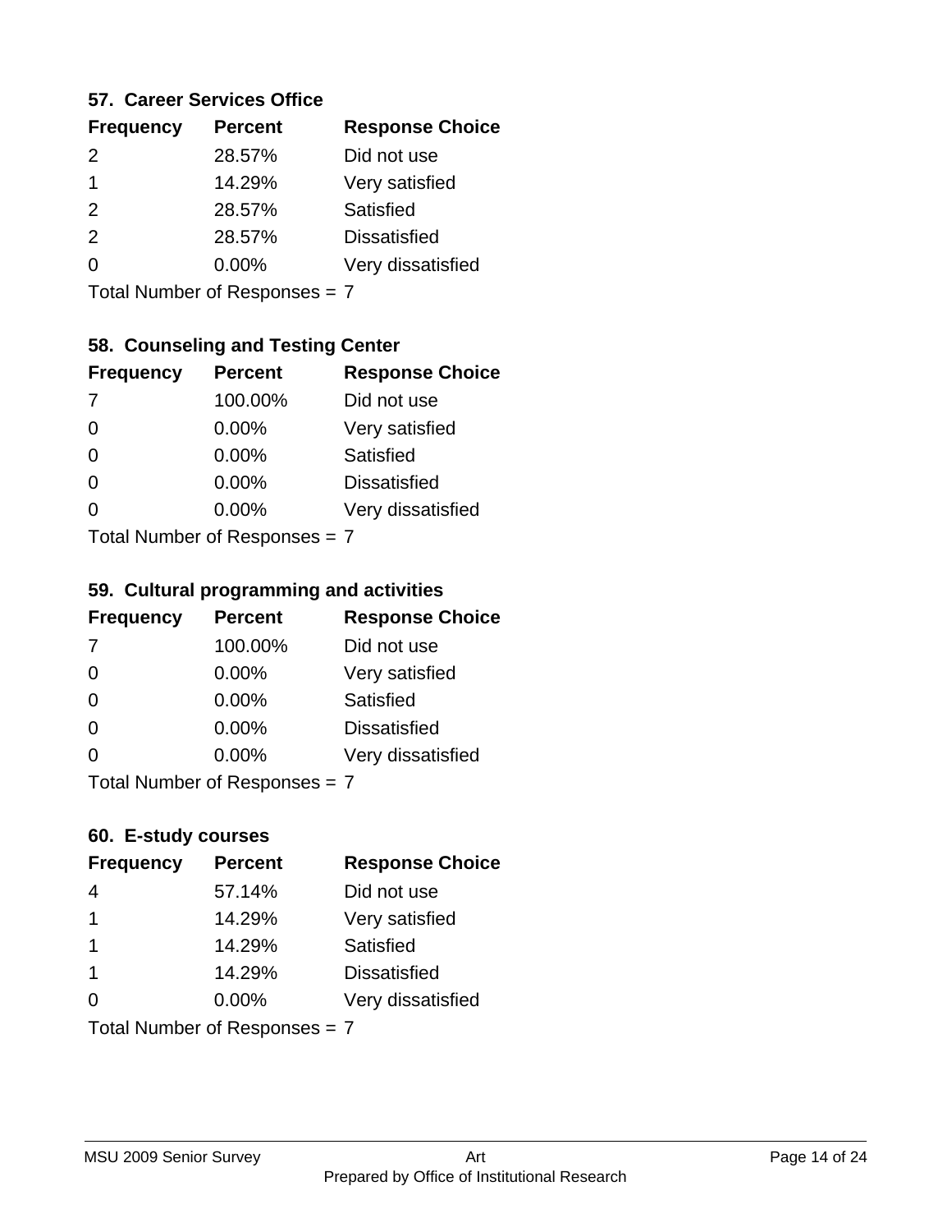### 57. Career Services Office

| Frequency | Percent | Response Choice |
|---|---|---|
| 2 | 28.57% | Did not use |
| 1 | 14.29% | Very satisfied |
| 2 | 28.57% | Satisfied |
| 2 | 28.57% | Dissatisfied |
| 0 | 0.00% | Very dissatisfied |

Total Number of Responses = 7

### 58. Counseling and Testing Center

| Frequency | Percent | Response Choice |
|---|---|---|
| 7 | 100.00% | Did not use |
| 0 | 0.00% | Very satisfied |
| 0 | 0.00% | Satisfied |
| 0 | 0.00% | Dissatisfied |
| 0 | 0.00% | Very dissatisfied |

Total Number of Responses = 7

### 59. Cultural programming and activities

| Frequency | Percent | Response Choice |
|---|---|---|
| 7 | 100.00% | Did not use |
| 0 | 0.00% | Very satisfied |
| 0 | 0.00% | Satisfied |
| 0 | 0.00% | Dissatisfied |
| 0 | 0.00% | Very dissatisfied |

Total Number of Responses = 7

### 60. E-study courses

| Frequency | Percent | Response Choice |
|---|---|---|
| 4 | 57.14% | Did not use |
| 1 | 14.29% | Very satisfied |
| 1 | 14.29% | Satisfied |
| 1 | 14.29% | Dissatisfied |
| 0 | 0.00% | Very dissatisfied |

Total Number of Responses = 7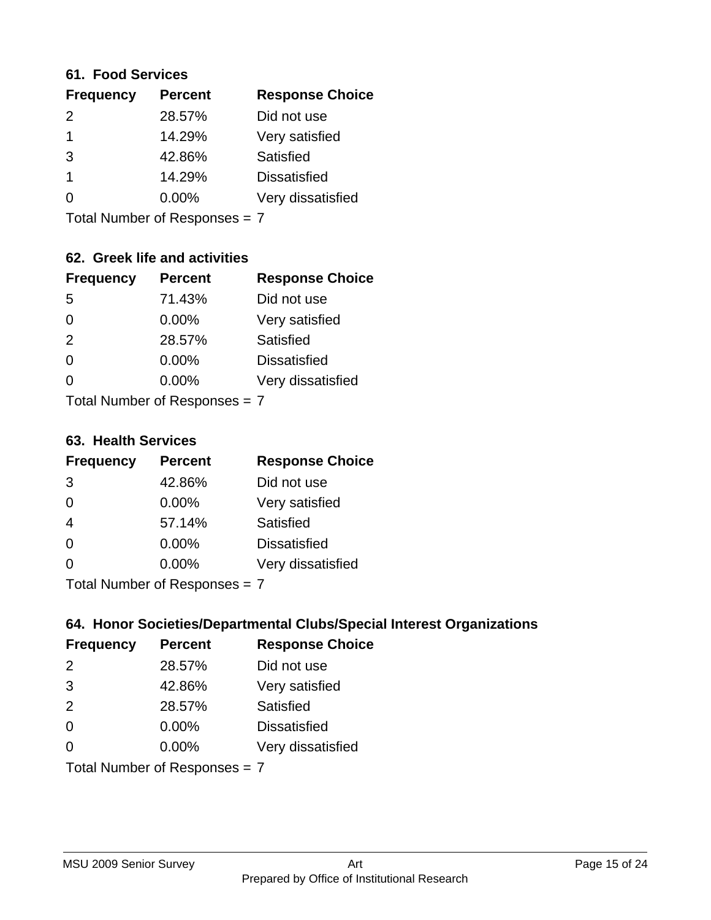### 61. Food Services

| Frequency | Percent | Response Choice |
|---|---|---|
| 2 | 28.57% | Did not use |
| 1 | 14.29% | Very satisfied |
| 3 | 42.86% | Satisfied |
| 1 | 14.29% | Dissatisfied |
| 0 | 0.00% | Very dissatisfied |

Total Number of Responses = 7

### 62. Greek life and activities

| Frequency | Percent | Response Choice |
|---|---|---|
| 5 | 71.43% | Did not use |
| 0 | 0.00% | Very satisfied |
| 2 | 28.57% | Satisfied |
| 0 | 0.00% | Dissatisfied |
| 0 | 0.00% | Very dissatisfied |

Total Number of Responses = 7

### 63. Health Services

| Frequency | Percent | Response Choice |
|---|---|---|
| 3 | 42.86% | Did not use |
| 0 | 0.00% | Very satisfied |
| 4 | 57.14% | Satisfied |
| 0 | 0.00% | Dissatisfied |
| 0 | 0.00% | Very dissatisfied |

Total Number of Responses = 7

### 64. Honor Societies/Departmental Clubs/Special Interest Organizations

| Frequency | Percent | Response Choice |
|---|---|---|
| 2 | 28.57% | Did not use |
| 3 | 42.86% | Very satisfied |
| 2 | 28.57% | Satisfied |
| 0 | 0.00% | Dissatisfied |
| 0 | 0.00% | Very dissatisfied |

Total Number of Responses = 7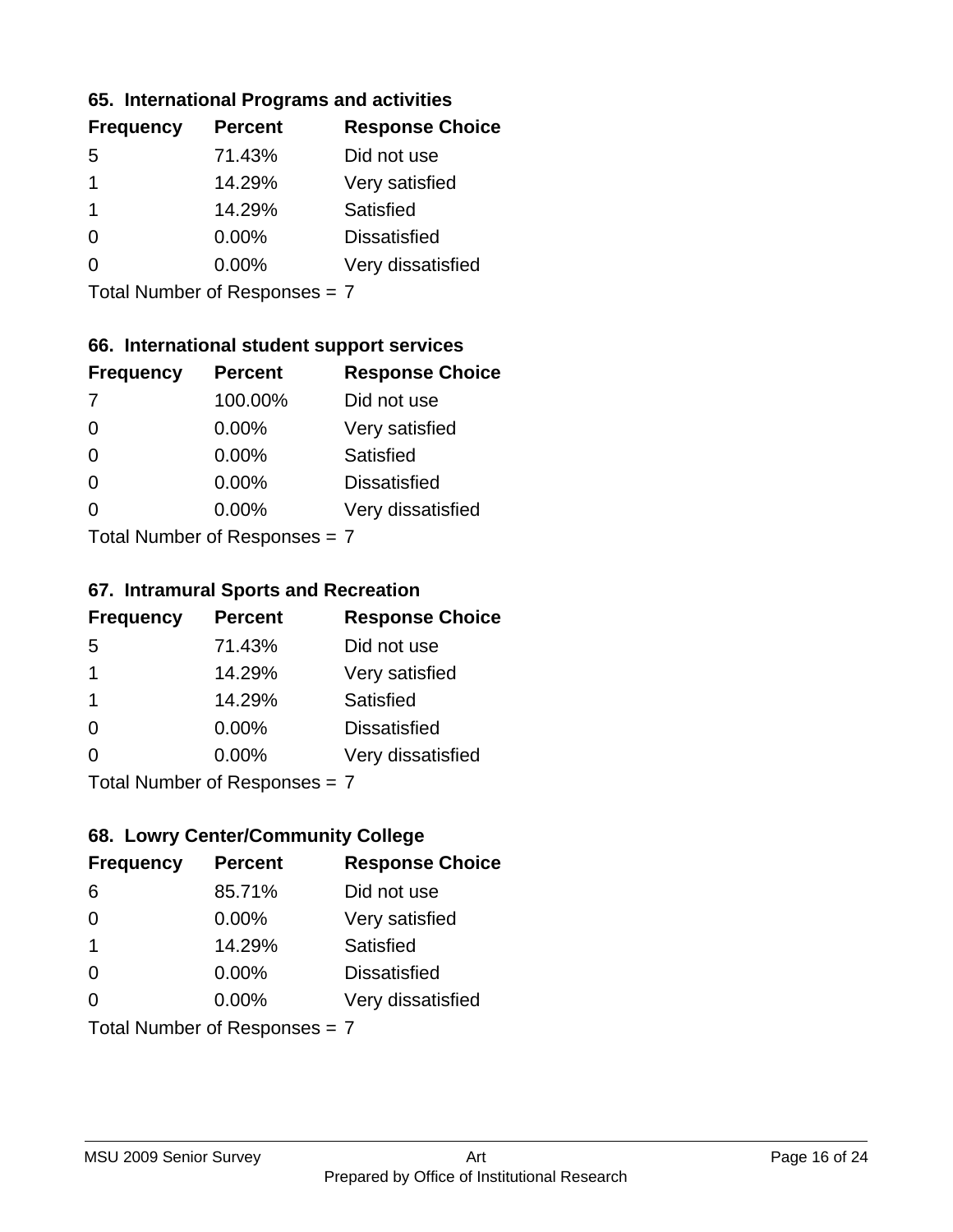## 65. International Programs and activities

| Frequency | Percent | Response Choice |
|---|---|---|
| 5 | 71.43% | Did not use |
| 1 | 14.29% | Very satisfied |
| 1 | 14.29% | Satisfied |
| 0 | 0.00% | Dissatisfied |
| 0 | 0.00% | Very dissatisfied |

Total Number of Responses = 7

## 66. International student support services

| Frequency | Percent | Response Choice |
|---|---|---|
| 7 | 100.00% | Did not use |
| 0 | 0.00% | Very satisfied |
| 0 | 0.00% | Satisfied |
| 0 | 0.00% | Dissatisfied |
| 0 | 0.00% | Very dissatisfied |

Total Number of Responses = 7

## 67. Intramural Sports and Recreation

| Frequency | Percent | Response Choice |
|---|---|---|
| 5 | 71.43% | Did not use |
| 1 | 14.29% | Very satisfied |
| 1 | 14.29% | Satisfied |
| 0 | 0.00% | Dissatisfied |
| 0 | 0.00% | Very dissatisfied |

Total Number of Responses = 7

## 68. Lowry Center/Community College

| Frequency | Percent | Response Choice |
|---|---|---|
| 6 | 85.71% | Did not use |
| 0 | 0.00% | Very satisfied |
| 1 | 14.29% | Satisfied |
| 0 | 0.00% | Dissatisfied |
| 0 | 0.00% | Very dissatisfied |

Total Number of Responses = 7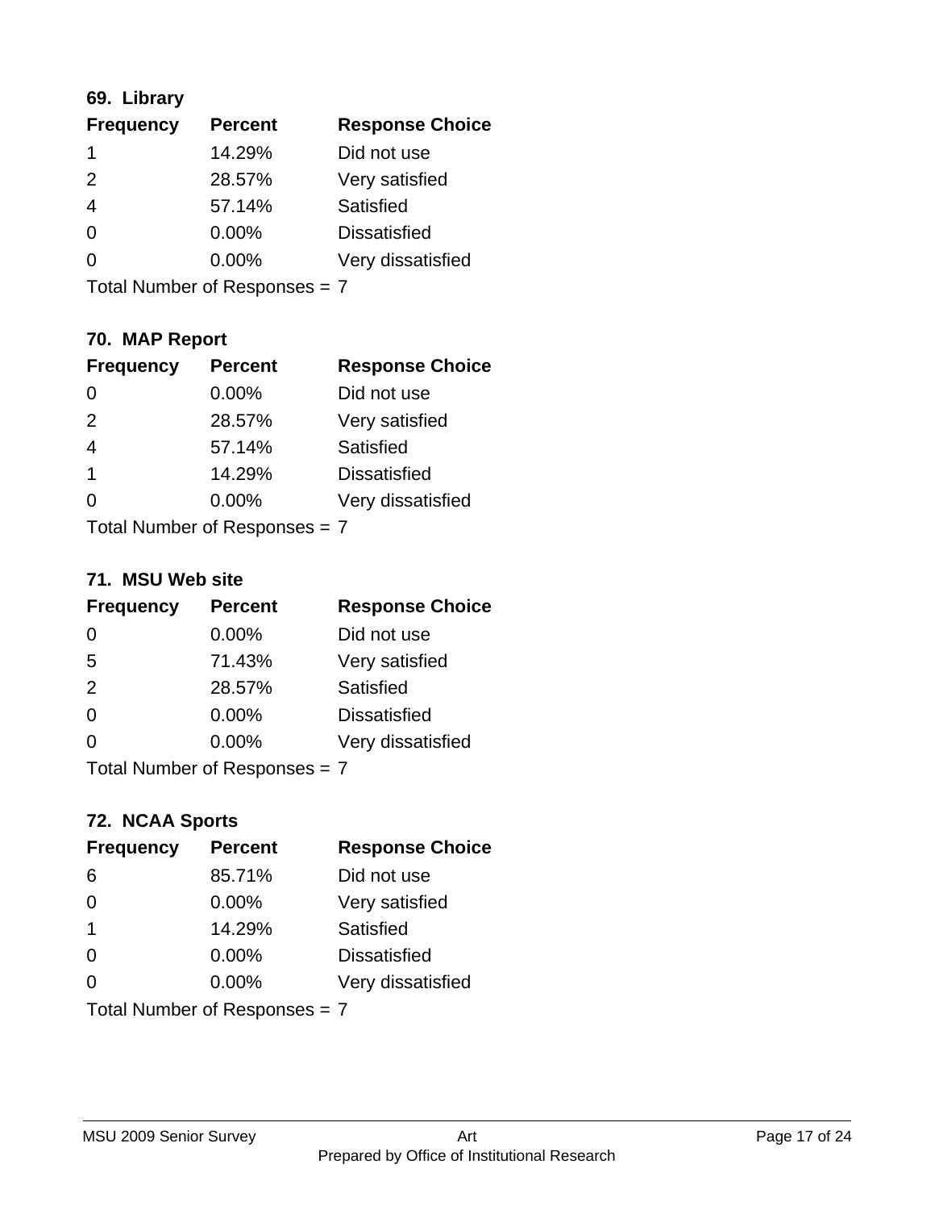### 69. Library

| Frequency | Percent | Response Choice |
|---|---|---|
| 1 | 14.29% | Did not use |
| 2 | 28.57% | Very satisfied |
| 4 | 57.14% | Satisfied |
| 0 | 0.00% | Dissatisfied |
| 0 | 0.00% | Very dissatisfied |

Total Number of Responses = 7

### 70. MAP Report

| Frequency | Percent | Response Choice |
|---|---|---|
| 0 | 0.00% | Did not use |
| 2 | 28.57% | Very satisfied |
| 4 | 57.14% | Satisfied |
| 1 | 14.29% | Dissatisfied |
| 0 | 0.00% | Very dissatisfied |

Total Number of Responses = 7

### 71. MSU Web site

| Frequency | Percent | Response Choice |
|---|---|---|
| 0 | 0.00% | Did not use |
| 5 | 71.43% | Very satisfied |
| 2 | 28.57% | Satisfied |
| 0 | 0.00% | Dissatisfied |
| 0 | 0.00% | Very dissatisfied |

Total Number of Responses = 7

### 72. NCAA Sports

| Frequency | Percent | Response Choice |
|---|---|---|
| 6 | 85.71% | Did not use |
| 0 | 0.00% | Very satisfied |
| 1 | 14.29% | Satisfied |
| 0 | 0.00% | Dissatisfied |
| 0 | 0.00% | Very dissatisfied |

Total Number of Responses = 7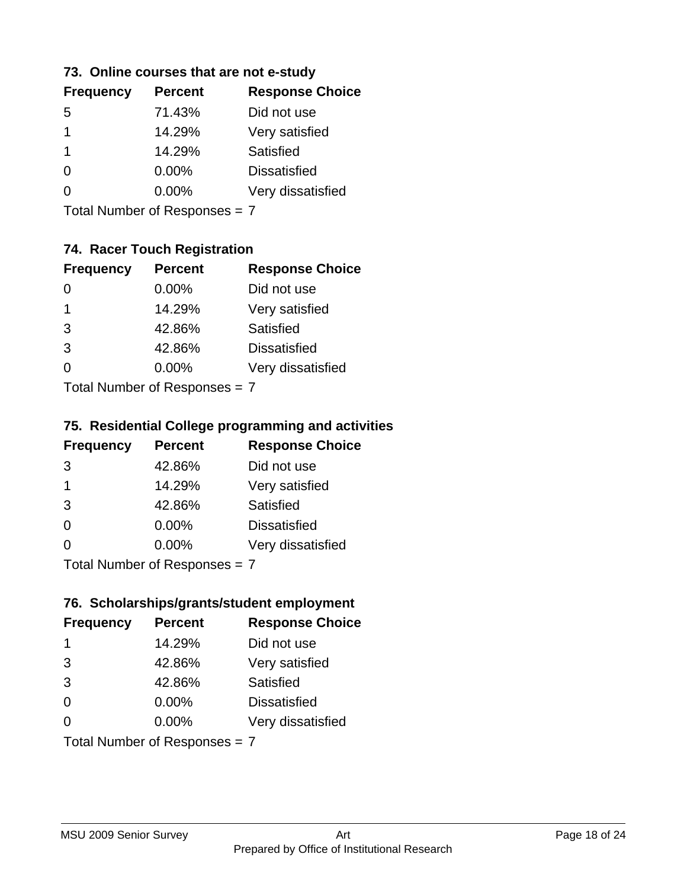### 73. Online courses that are not e-study

| Frequency | Percent | Response Choice |
|---|---|---|
| 5 | 71.43% | Did not use |
| 1 | 14.29% | Very satisfied |
| 1 | 14.29% | Satisfied |
| 0 | 0.00% | Dissatisfied |
| 0 | 0.00% | Very dissatisfied |

Total Number of Responses = 7

### 74. Racer Touch Registration

| Frequency | Percent | Response Choice |
|---|---|---|
| 0 | 0.00% | Did not use |
| 1 | 14.29% | Very satisfied |
| 3 | 42.86% | Satisfied |
| 3 | 42.86% | Dissatisfied |
| 0 | 0.00% | Very dissatisfied |

Total Number of Responses = 7

### 75. Residential College programming and activities

| Frequency | Percent | Response Choice |
|---|---|---|
| 3 | 42.86% | Did not use |
| 1 | 14.29% | Very satisfied |
| 3 | 42.86% | Satisfied |
| 0 | 0.00% | Dissatisfied |
| 0 | 0.00% | Very dissatisfied |

Total Number of Responses = 7

### 76. Scholarships/grants/student employment

| Frequency | Percent | Response Choice |
|---|---|---|
| 1 | 14.29% | Did not use |
| 3 | 42.86% | Very satisfied |
| 3 | 42.86% | Satisfied |
| 0 | 0.00% | Dissatisfied |
| 0 | 0.00% | Very dissatisfied |

Total Number of Responses = 7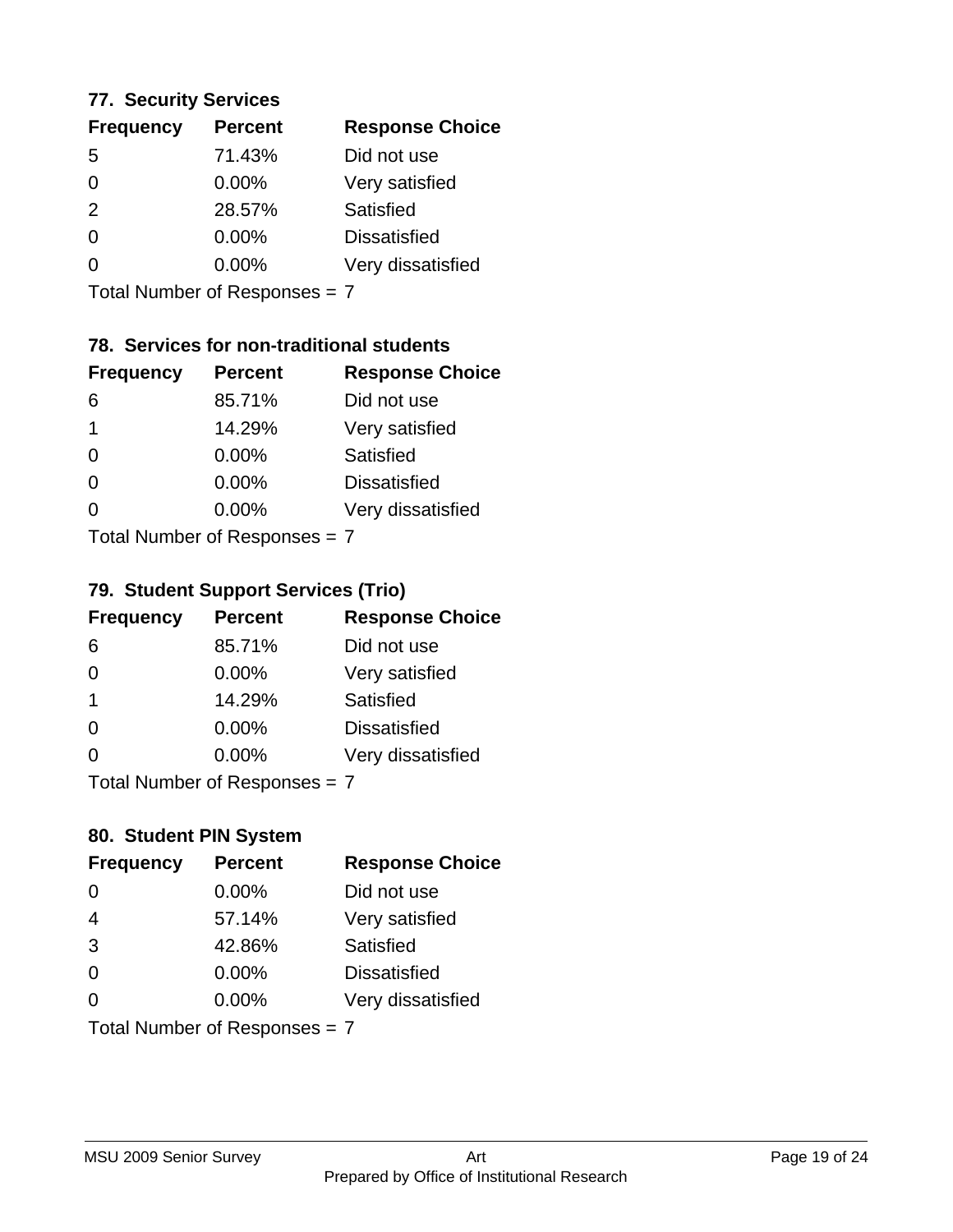### 77. Security Services

| Frequency | Percent | Response Choice |
| --- | --- | --- |
| 5 | 71.43% | Did not use |
| 0 | 0.00% | Very satisfied |
| 2 | 28.57% | Satisfied |
| 0 | 0.00% | Dissatisfied |
| 0 | 0.00% | Very dissatisfied |

Total Number of Responses = 7

### 78. Services for non-traditional students

| Frequency | Percent | Response Choice |
| --- | --- | --- |
| 6 | 85.71% | Did not use |
| 1 | 14.29% | Very satisfied |
| 0 | 0.00% | Satisfied |
| 0 | 0.00% | Dissatisfied |
| 0 | 0.00% | Very dissatisfied |

Total Number of Responses = 7

### 79. Student Support Services (Trio)

| Frequency | Percent | Response Choice |
| --- | --- | --- |
| 6 | 85.71% | Did not use |
| 0 | 0.00% | Very satisfied |
| 1 | 14.29% | Satisfied |
| 0 | 0.00% | Dissatisfied |
| 0 | 0.00% | Very dissatisfied |

Total Number of Responses = 7

### 80. Student PIN System

| Frequency | Percent | Response Choice |
| --- | --- | --- |
| 0 | 0.00% | Did not use |
| 4 | 57.14% | Very satisfied |
| 3 | 42.86% | Satisfied |
| 0 | 0.00% | Dissatisfied |
| 0 | 0.00% | Very dissatisfied |

Total Number of Responses = 7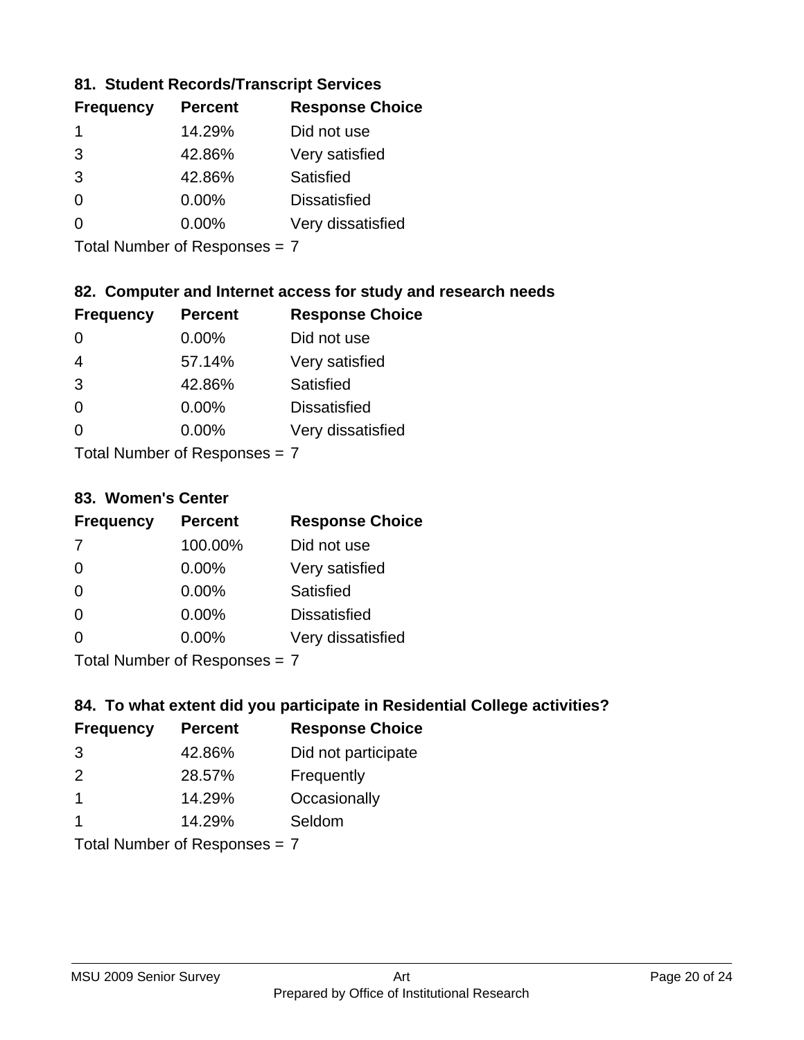### 81. Student Records/Transcript Services

| Frequency | Percent | Response Choice |
|---|---|---|
| 1 | 14.29% | Did not use |
| 3 | 42.86% | Very satisfied |
| 3 | 42.86% | Satisfied |
| 0 | 0.00% | Dissatisfied |
| 0 | 0.00% | Very dissatisfied |

Total Number of Responses = 7

### 82. Computer and Internet access for study and research needs

| Frequency | Percent | Response Choice |
|---|---|---|
| 0 | 0.00% | Did not use |
| 4 | 57.14% | Very satisfied |
| 3 | 42.86% | Satisfied |
| 0 | 0.00% | Dissatisfied |
| 0 | 0.00% | Very dissatisfied |

Total Number of Responses = 7

### 83. Women's Center

| Frequency | Percent | Response Choice |
|---|---|---|
| 7 | 100.00% | Did not use |
| 0 | 0.00% | Very satisfied |
| 0 | 0.00% | Satisfied |
| 0 | 0.00% | Dissatisfied |
| 0 | 0.00% | Very dissatisfied |

Total Number of Responses = 7

### 84. To what extent did you participate in Residential College activities?

| Frequency | Percent | Response Choice |
|---|---|---|
| 3 | 42.86% | Did not participate |
| 2 | 28.57% | Frequently |
| 1 | 14.29% | Occasionally |
| 1 | 14.29% | Seldom |

Total Number of Responses = 7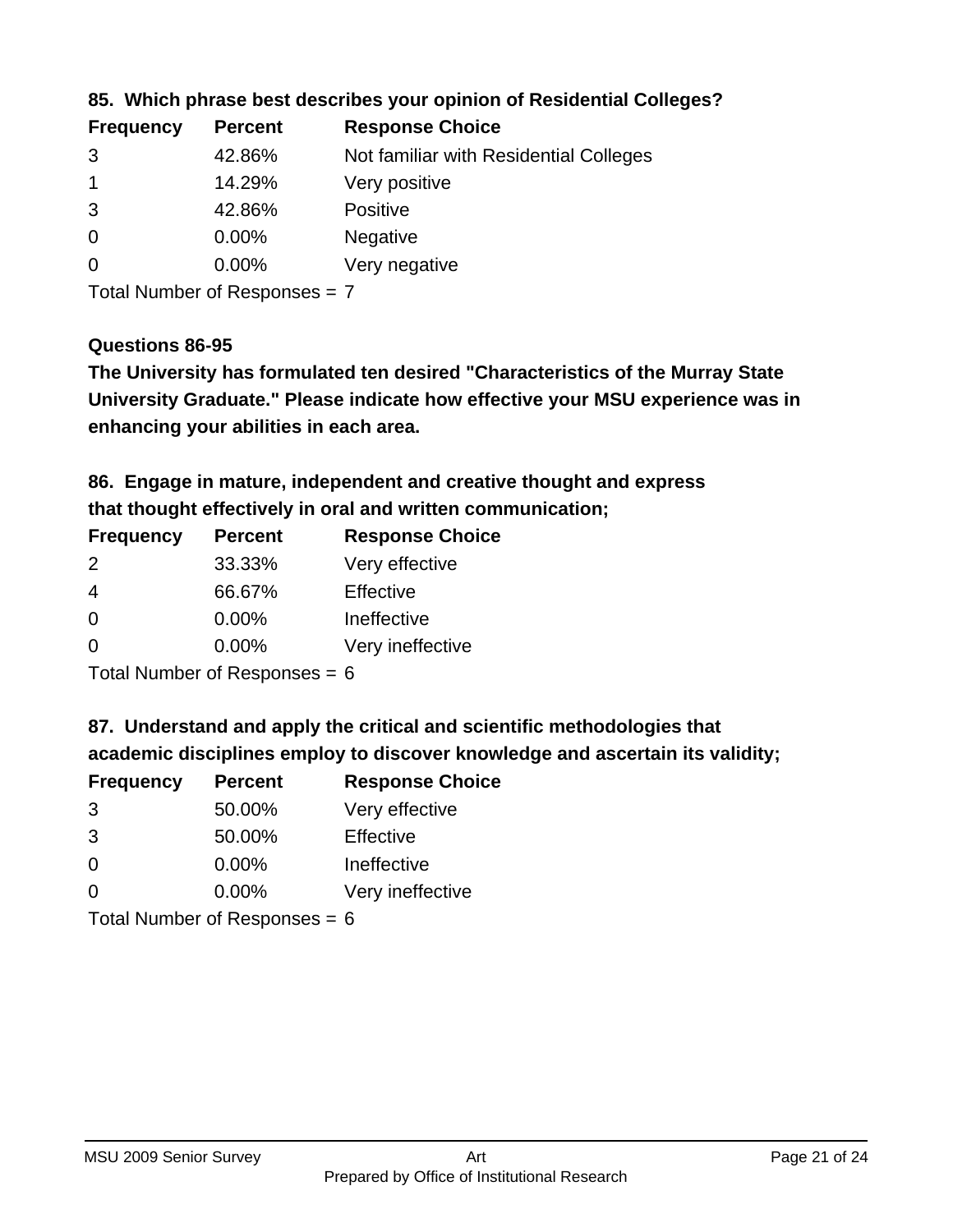**85. Which phrase best describes your opinion of Residential Colleges?**

| Frequency | Percent | Response Choice |
| --- | --- | --- |
| 3 | 42.86% | Not familiar with Residential Colleges |
| 1 | 14.29% | Very positive |
| 3 | 42.86% | Positive |
| 0 | 0.00% | Negative |
| 0 | 0.00% | Very negative |

Total Number of Responses = 7

**Questions 86-95**

**The University has formulated ten desired "Characteristics of the Murray State University Graduate." Please indicate how effective your MSU experience was in enhancing your abilities in each area.**

**86. Engage in mature, independent and creative thought and express that thought effectively in oral and written communication;**

| Frequency | Percent | Response Choice |
| --- | --- | --- |
| 2 | 33.33% | Very effective |
| 4 | 66.67% | Effective |
| 0 | 0.00% | Ineffective |
| 0 | 0.00% | Very ineffective |

Total Number of Responses = 6

**87. Understand and apply the critical and scientific methodologies that academic disciplines employ to discover knowledge and ascertain its validity;**

| Frequency | Percent | Response Choice |
| --- | --- | --- |
| 3 | 50.00% | Very effective |
| 3 | 50.00% | Effective |
| 0 | 0.00% | Ineffective |
| 0 | 0.00% | Very ineffective |

Total Number of Responses = 6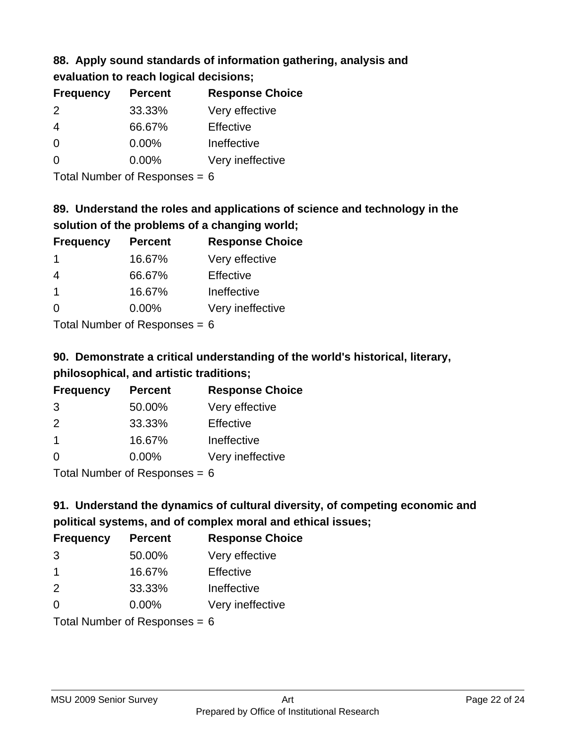### 88. Apply sound standards of information gathering, analysis and evaluation to reach logical decisions;

| Frequency | Percent | Response Choice |
|---|---|---|
| 2 | 33.33% | Very effective |
| 4 | 66.67% | Effective |
| 0 | 0.00% | Ineffective |
| 0 | 0.00% | Very ineffective |

Total Number of Responses = 6

### 89. Understand the roles and applications of science and technology in the solution of the problems of a changing world;

| Frequency | Percent | Response Choice |
|---|---|---|
| 1 | 16.67% | Very effective |
| 4 | 66.67% | Effective |
| 1 | 16.67% | Ineffective |
| 0 | 0.00% | Very ineffective |

Total Number of Responses = 6

### 90. Demonstrate a critical understanding of the world's historical, literary, philosophical, and artistic traditions;

| Frequency | Percent | Response Choice |
|---|---|---|
| 3 | 50.00% | Very effective |
| 2 | 33.33% | Effective |
| 1 | 16.67% | Ineffective |
| 0 | 0.00% | Very ineffective |

Total Number of Responses = 6

### 91. Understand the dynamics of cultural diversity, of competing economic and political systems, and of complex moral and ethical issues;

| Frequency | Percent | Response Choice |
|---|---|---|
| 3 | 50.00% | Very effective |
| 1 | 16.67% | Effective |
| 2 | 33.33% | Ineffective |
| 0 | 0.00% | Very ineffective |

Total Number of Responses = 6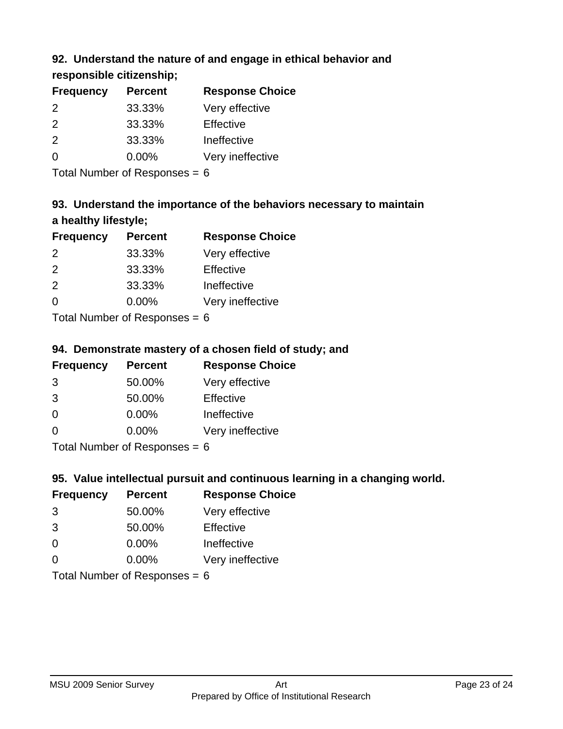### 92. Understand the nature of and engage in ethical behavior and responsible citizenship;

| Frequency | Percent | Response Choice |
|---|---|---|
| 2 | 33.33% | Very effective |
| 2 | 33.33% | Effective |
| 2 | 33.33% | Ineffective |
| 0 | 0.00% | Very ineffective |

Total Number of Responses = 6

### 93. Understand the importance of the behaviors necessary to maintain a healthy lifestyle;

| Frequency | Percent | Response Choice |
|---|---|---|
| 2 | 33.33% | Very effective |
| 2 | 33.33% | Effective |
| 2 | 33.33% | Ineffective |
| 0 | 0.00% | Very ineffective |

Total Number of Responses = 6

### 94. Demonstrate mastery of a chosen field of study; and

| Frequency | Percent | Response Choice |
|---|---|---|
| 3 | 50.00% | Very effective |
| 3 | 50.00% | Effective |
| 0 | 0.00% | Ineffective |
| 0 | 0.00% | Very ineffective |

Total Number of Responses = 6

### 95. Value intellectual pursuit and continuous learning in a changing world.

| Frequency | Percent | Response Choice |
|---|---|---|
| 3 | 50.00% | Very effective |
| 3 | 50.00% | Effective |
| 0 | 0.00% | Ineffective |
| 0 | 0.00% | Very ineffective |

Total Number of Responses = 6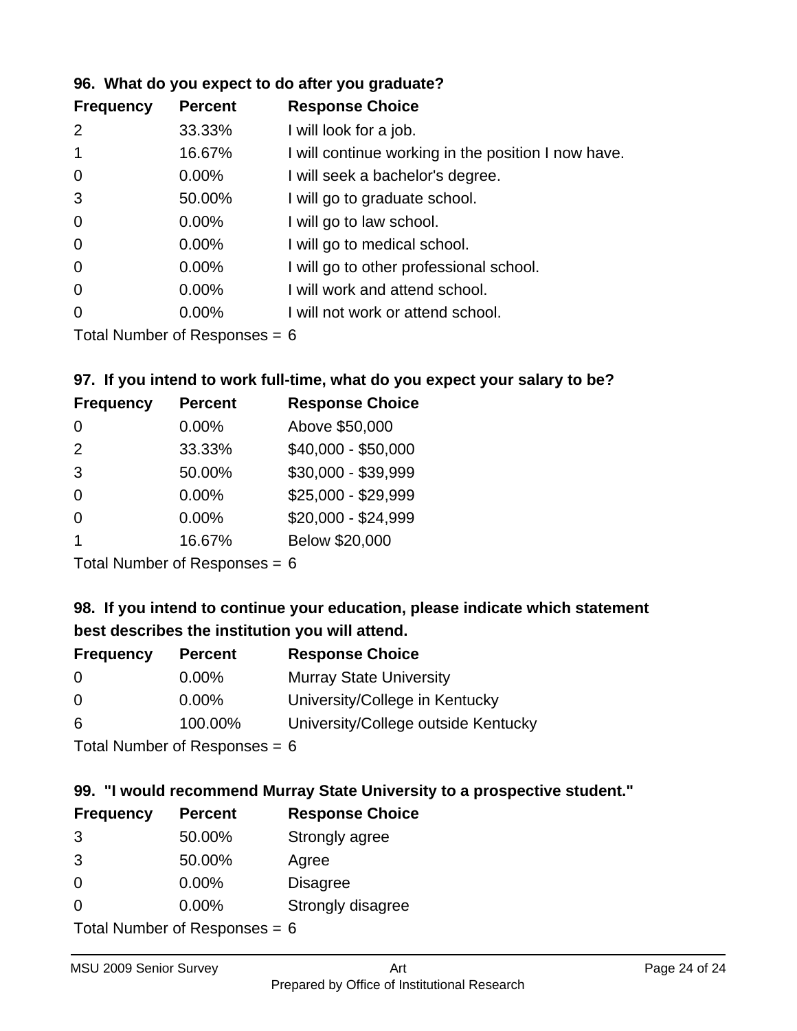### 96. What do you expect to do after you graduate?

| Frequency | Percent | Response Choice |
|---|---|---|
| 2 | 33.33% | I will look for a job. |
| 1 | 16.67% | I will continue working in the position I now have. |
| 0 | 0.00% | I will seek a bachelor's degree. |
| 3 | 50.00% | I will go to graduate school. |
| 0 | 0.00% | I will go to law school. |
| 0 | 0.00% | I will go to medical school. |
| 0 | 0.00% | I will go to other professional school. |
| 0 | 0.00% | I will work and attend school. |
| 0 | 0.00% | I will not work or attend school. |

Total Number of Responses = 6

### 97. If you intend to work full-time, what do you expect your salary to be?

| Frequency | Percent | Response Choice |
|---|---|---|
| 0 | 0.00% | Above $50,000 |
| 2 | 33.33% | $40,000 - $50,000 |
| 3 | 50.00% | $30,000 - $39,999 |
| 0 | 0.00% | $25,000 - $29,999 |
| 0 | 0.00% | $20,000 - $24,999 |
| 1 | 16.67% | Below $20,000 |

Total Number of Responses = 6

### 98. If you intend to continue your education, please indicate which statement best describes the institution you will attend.

| Frequency | Percent | Response Choice |
|---|---|---|
| 0 | 0.00% | Murray State University |
| 0 | 0.00% | University/College in Kentucky |
| 6 | 100.00% | University/College outside Kentucky |

Total Number of Responses = 6

### 99. "I would recommend Murray State University to a prospective student."

| Frequency | Percent | Response Choice |
|---|---|---|
| 3 | 50.00% | Strongly agree |
| 3 | 50.00% | Agree |
| 0 | 0.00% | Disagree |
| 0 | 0.00% | Strongly disagree |

Total Number of Responses = 6